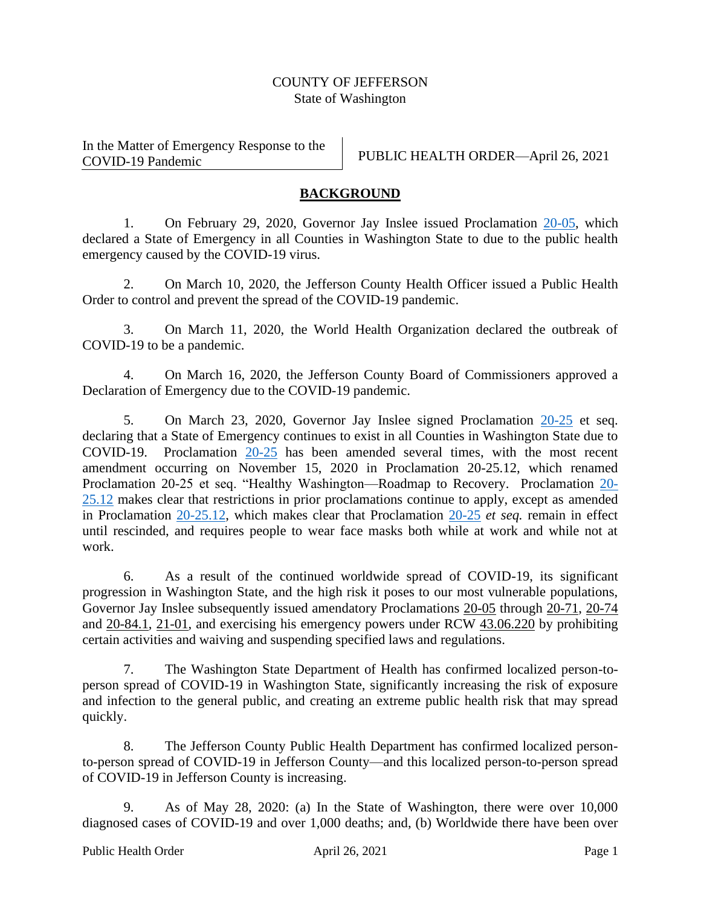COUNTY OF JEFFERSON
State of Washington

| In the Matter of Emergency Response to the COVID-19 Pandemic | PUBLIC HEALTH ORDER—April 26, 2021 |
| --- | --- |

## BACKGROUND

1. On February 29, 2020, Governor Jay Inslee issued Proclamation 20-05, which declared a State of Emergency in all Counties in Washington State to due to the public health emergency caused by the COVID-19 virus.

2. On March 10, 2020, the Jefferson County Health Officer issued a Public Health Order to control and prevent the spread of the COVID-19 pandemic.

3. On March 11, 2020, the World Health Organization declared the outbreak of COVID-19 to be a pandemic.

4. On March 16, 2020, the Jefferson County Board of Commissioners approved a Declaration of Emergency due to the COVID-19 pandemic.

5. On March 23, 2020, Governor Jay Inslee signed Proclamation 20-25 et seq. declaring that a State of Emergency continues to exist in all Counties in Washington State due to COVID-19. Proclamation 20-25 has been amended several times, with the most recent amendment occurring on November 15, 2020 in Proclamation 20-25.12, which renamed Proclamation 20-25 et seq. "Healthy Washington—Roadmap to Recovery. Proclamation 20-25.12 makes clear that restrictions in prior proclamations continue to apply, except as amended in Proclamation 20-25.12, which makes clear that Proclamation 20-25 *et seq.* remain in effect until rescinded, and requires people to wear face masks both while at work and while not at work.

6. As a result of the continued worldwide spread of COVID-19, its significant progression in Washington State, and the high risk it poses to our most vulnerable populations, Governor Jay Inslee subsequently issued amendatory Proclamations 20-05 through 20-71, 20-74 and 20-84.1, 21-01, and exercising his emergency powers under RCW 43.06.220 by prohibiting certain activities and waiving and suspending specified laws and regulations.

7. The Washington State Department of Health has confirmed localized person-to-person spread of COVID-19 in Washington State, significantly increasing the risk of exposure and infection to the general public, and creating an extreme public health risk that may spread quickly.

8. The Jefferson County Public Health Department has confirmed localized person-to-person spread of COVID-19 in Jefferson County—and this localized person-to-person spread of COVID-19 in Jefferson County is increasing.

9. As of May 28, 2020: (a) In the State of Washington, there were over 10,000 diagnosed cases of COVID-19 and over 1,000 deaths; and, (b) Worldwide there have been over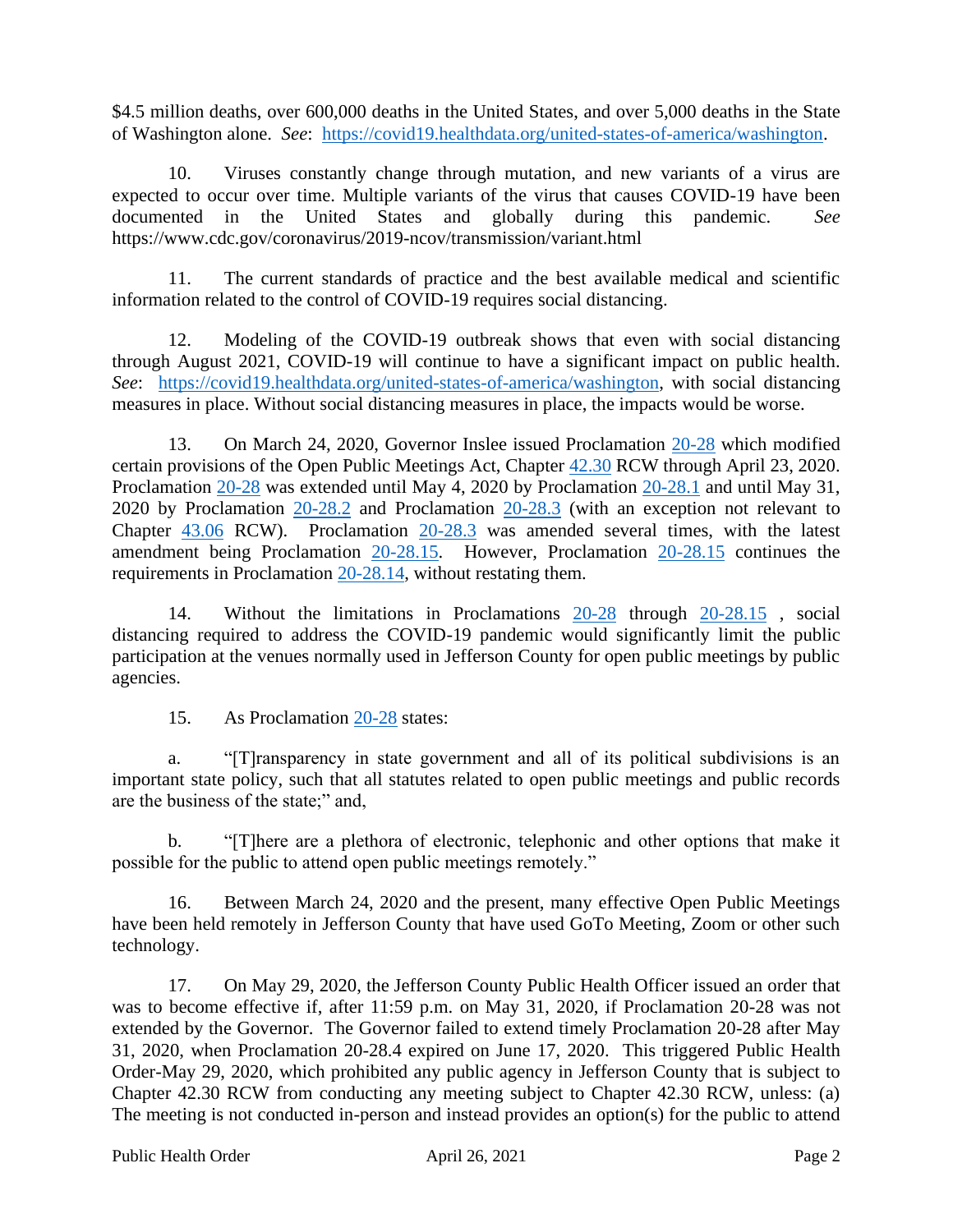$4.5 million deaths, over 600,000 deaths in the United States, and over 5,000 deaths in the State of Washington alone. *See*: https://covid19.healthdata.org/united-states-of-america/washington.

10. Viruses constantly change through mutation, and new variants of a virus are expected to occur over time. Multiple variants of the virus that causes COVID-19 have been documented in the United States and globally during this pandemic. *See* https://www.cdc.gov/coronavirus/2019-ncov/transmission/variant.html

11. The current standards of practice and the best available medical and scientific information related to the control of COVID-19 requires social distancing.

12. Modeling of the COVID-19 outbreak shows that even with social distancing through August 2021, COVID-19 will continue to have a significant impact on public health. *See*: https://covid19.healthdata.org/united-states-of-america/washington, with social distancing measures in place. Without social distancing measures in place, the impacts would be worse.

13. On March 24, 2020, Governor Inslee issued Proclamation 20-28 which modified certain provisions of the Open Public Meetings Act, Chapter 42.30 RCW through April 23, 2020. Proclamation 20-28 was extended until May 4, 2020 by Proclamation 20-28.1 and until May 31, 2020 by Proclamation 20-28.2 and Proclamation 20-28.3 (with an exception not relevant to Chapter 43.06 RCW). Proclamation 20-28.3 was amended several times, with the latest amendment being Proclamation 20-28.15. However, Proclamation 20-28.15 continues the requirements in Proclamation 20-28.14, without restating them.

14. Without the limitations in Proclamations 20-28 through 20-28.15 , social distancing required to address the COVID-19 pandemic would significantly limit the public participation at the venues normally used in Jefferson County for open public meetings by public agencies.

15. As Proclamation 20-28 states:

a. "[T]ransparency in state government and all of its political subdivisions is an important state policy, such that all statutes related to open public meetings and public records are the business of the state;" and,

b. "[T]here are a plethora of electronic, telephonic and other options that make it possible for the public to attend open public meetings remotely."

16. Between March 24, 2020 and the present, many effective Open Public Meetings have been held remotely in Jefferson County that have used GoTo Meeting, Zoom or other such technology.

17. On May 29, 2020, the Jefferson County Public Health Officer issued an order that was to become effective if, after 11:59 p.m. on May 31, 2020, if Proclamation 20-28 was not extended by the Governor. The Governor failed to extend timely Proclamation 20-28 after May 31, 2020, when Proclamation 20-28.4 expired on June 17, 2020. This triggered Public Health Order-May 29, 2020, which prohibited any public agency in Jefferson County that is subject to Chapter 42.30 RCW from conducting any meeting subject to Chapter 42.30 RCW, unless: (a) The meeting is not conducted in-person and instead provides an option(s) for the public to attend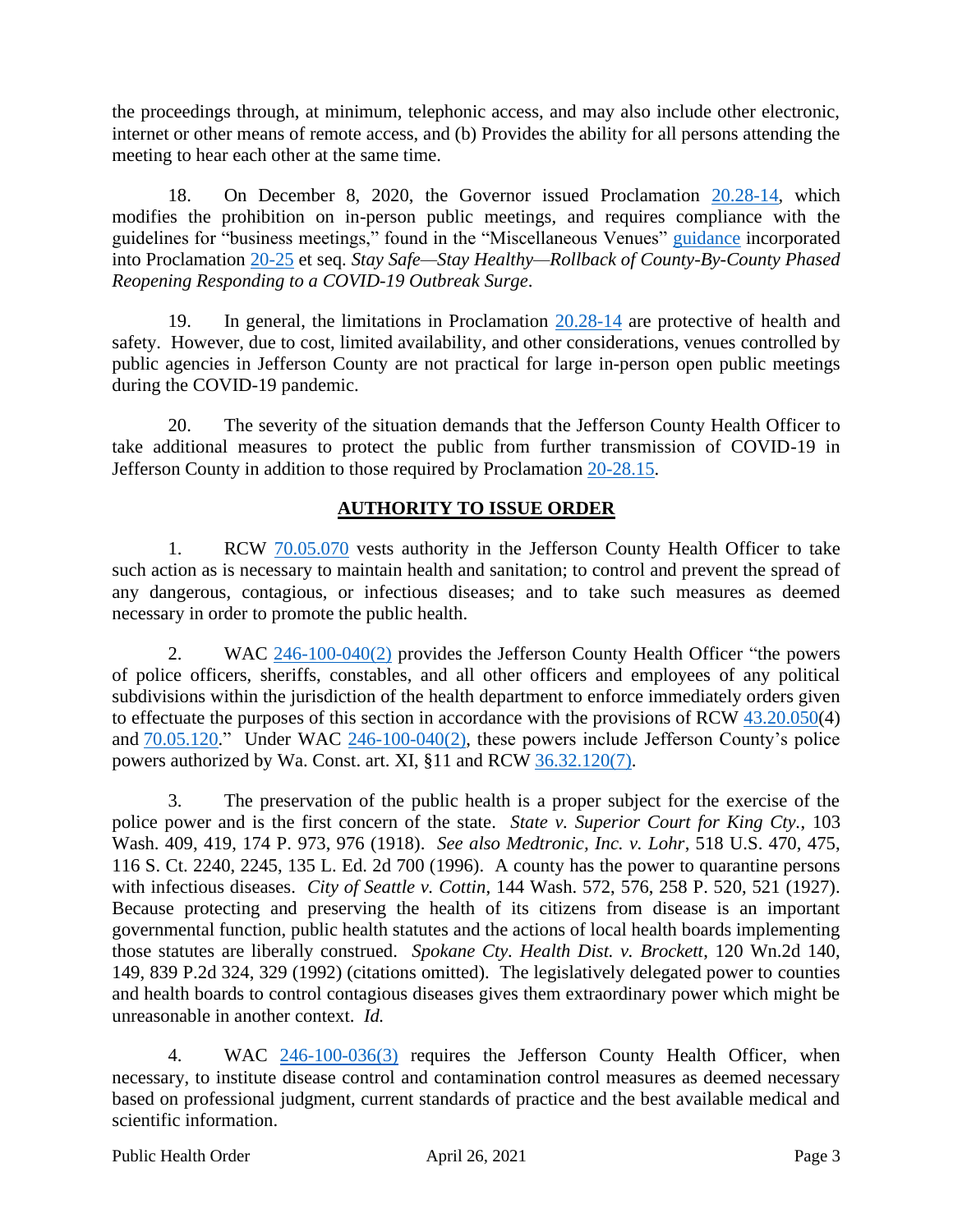the proceedings through, at minimum, telephonic access, and may also include other electronic, internet or other means of remote access, and (b) Provides the ability for all persons attending the meeting to hear each other at the same time.

18. On December 8, 2020, the Governor issued Proclamation 20.28-14, which modifies the prohibition on in-person public meetings, and requires compliance with the guidelines for "business meetings," found in the "Miscellaneous Venues" guidance incorporated into Proclamation 20-25 et seq. *Stay Safe—Stay Healthy—Rollback of County-By-County Phased Reopening Responding to a COVID-19 Outbreak Surge*.

19. In general, the limitations in Proclamation 20.28-14 are protective of health and safety. However, due to cost, limited availability, and other considerations, venues controlled by public agencies in Jefferson County are not practical for large in-person open public meetings during the COVID-19 pandemic.

20. The severity of the situation demands that the Jefferson County Health Officer to take additional measures to protect the public from further transmission of COVID-19 in Jefferson County in addition to those required by Proclamation 20-28.15.

## AUTHORITY TO ISSUE ORDER

1. RCW 70.05.070 vests authority in the Jefferson County Health Officer to take such action as is necessary to maintain health and sanitation; to control and prevent the spread of any dangerous, contagious, or infectious diseases; and to take such measures as deemed necessary in order to promote the public health.

2. WAC 246-100-040(2) provides the Jefferson County Health Officer "the powers of police officers, sheriffs, constables, and all other officers and employees of any political subdivisions within the jurisdiction of the health department to enforce immediately orders given to effectuate the purposes of this section in accordance with the provisions of RCW 43.20.050(4) and 70.05.120." Under WAC 246-100-040(2), these powers include Jefferson County's police powers authorized by Wa. Const. art. XI, §11 and RCW 36.32.120(7).

3. The preservation of the public health is a proper subject for the exercise of the police power and is the first concern of the state. *State v. Superior Court for King Cty.*, 103 Wash. 409, 419, 174 P. 973, 976 (1918). *See also Medtronic, Inc. v. Lohr*, 518 U.S. 470, 475, 116 S. Ct. 2240, 2245, 135 L. Ed. 2d 700 (1996). A county has the power to quarantine persons with infectious diseases. *City of Seattle v. Cottin*, 144 Wash. 572, 576, 258 P. 520, 521 (1927). Because protecting and preserving the health of its citizens from disease is an important governmental function, public health statutes and the actions of local health boards implementing those statutes are liberally construed. *Spokane Cty. Health Dist. v. Brockett*, 120 Wn.2d 140, 149, 839 P.2d 324, 329 (1992) (citations omitted). The legislatively delegated power to counties and health boards to control contagious diseases gives them extraordinary power which might be unreasonable in another context. *Id.*

4. WAC 246-100-036(3) requires the Jefferson County Health Officer, when necessary, to institute disease control and contamination control measures as deemed necessary based on professional judgment, current standards of practice and the best available medical and scientific information.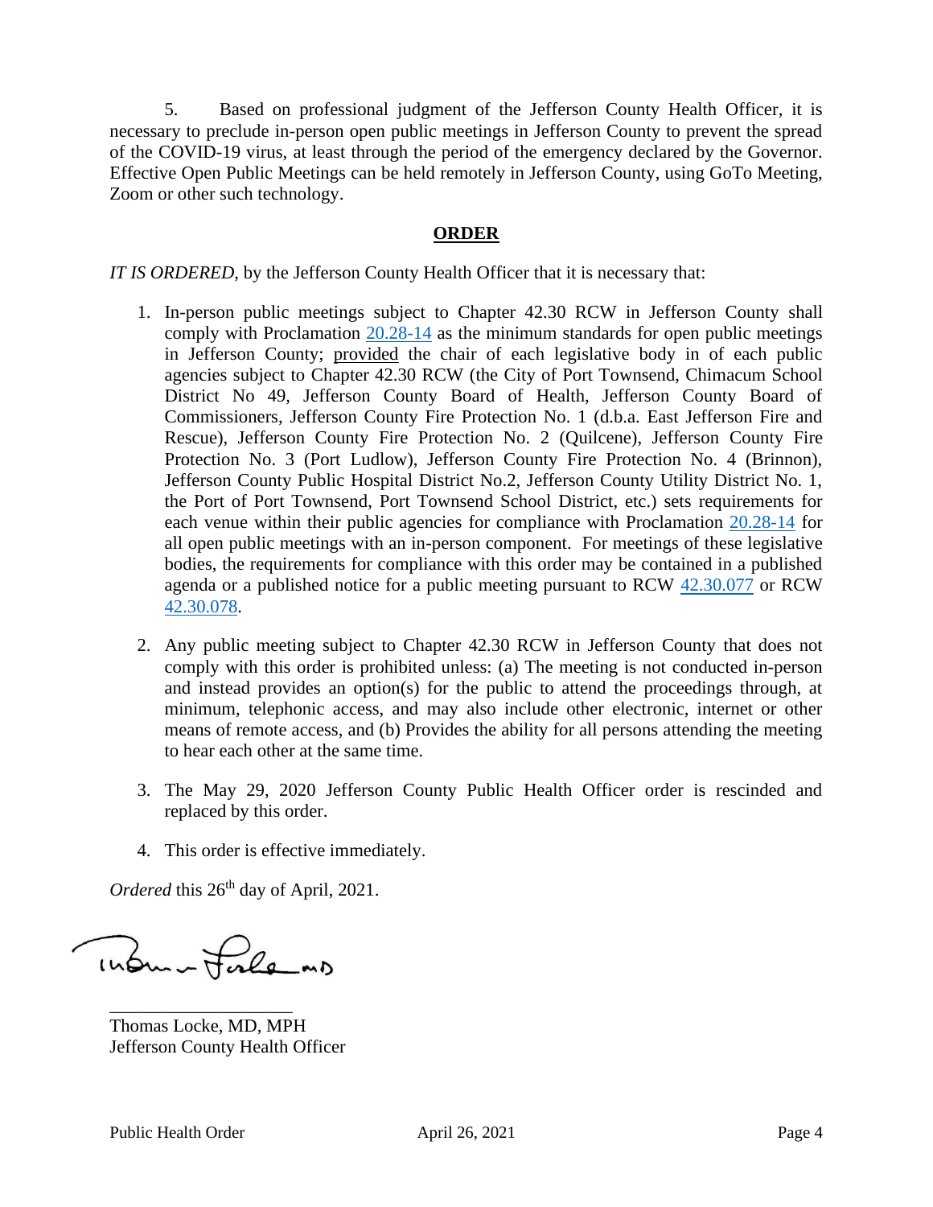5. Based on professional judgment of the Jefferson County Health Officer, it is necessary to preclude in-person open public meetings in Jefferson County to prevent the spread of the COVID-19 virus, at least through the period of the emergency declared by the Governor. Effective Open Public Meetings can be held remotely in Jefferson County, using GoTo Meeting, Zoom or other such technology.

## ORDER

*IT IS ORDERED*, by the Jefferson County Health Officer that it is necessary that:

1. In-person public meetings subject to Chapter 42.30 RCW in Jefferson County shall comply with Proclamation 20.28-14 as the minimum standards for open public meetings in Jefferson County; provided the chair of each legislative body in of each public agencies subject to Chapter 42.30 RCW (the City of Port Townsend, Chimacum School District No 49, Jefferson County Board of Health, Jefferson County Board of Commissioners, Jefferson County Fire Protection No. 1 (d.b.a. East Jefferson Fire and Rescue), Jefferson County Fire Protection No. 2 (Quilcene), Jefferson County Fire Protection No. 3 (Port Ludlow), Jefferson County Fire Protection No. 4 (Brinnon), Jefferson County Public Hospital District No.2, Jefferson County Utility District No. 1, the Port of Port Townsend, Port Townsend School District, etc.) sets requirements for each venue within their public agencies for compliance with Proclamation 20.28-14 for all open public meetings with an in-person component. For meetings of these legislative bodies, the requirements for compliance with this order may be contained in a published agenda or a published notice for a public meeting pursuant to RCW 42.30.077 or RCW 42.30.078.

2. Any public meeting subject to Chapter 42.30 RCW in Jefferson County that does not comply with this order is prohibited unless: (a) The meeting is not conducted in-person and instead provides an option(s) for the public to attend the proceedings through, at minimum, telephonic access, and may also include other electronic, internet or other means of remote access, and (b) Provides the ability for all persons attending the meeting to hear each other at the same time.

3. The May 29, 2020 Jefferson County Public Health Officer order is rescinded and replaced by this order.

4. This order is effective immediately.

*Ordered* this 26th day of April, 2021.

Thomas Locke, MD, MPH
Jefferson County Health Officer